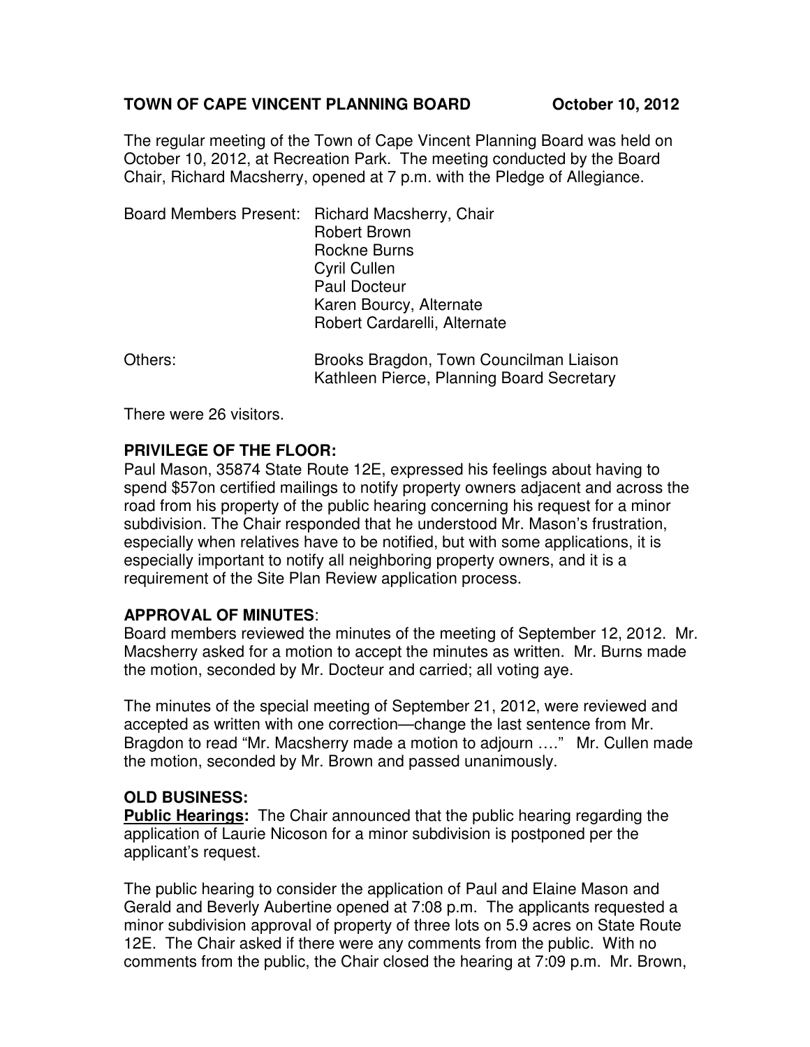**TOWN OF CAPE VINCENT PLANNING BOARD October 10, 2012**

The regular meeting of the Town of Cape Vincent Planning Board was held on October 10, 2012, at Recreation Park. The meeting conducted by the Board Chair, Richard Macsherry, opened at 7 p.m. with the Pledge of Allegiance.

Board Members Present: Richard Macsherry, Chair
Robert Brown
Rockne Burns
Cyril Cullen
Paul Docteur
Karen Bourcy, Alternate
Robert Cardarelli, Alternate

Others: Brooks Bragdon, Town Councilman Liaison
Kathleen Pierce, Planning Board Secretary

There were 26 visitors.

**PRIVILEGE OF THE FLOOR:**
Paul Mason, 35874 State Route 12E, expressed his feelings about having to spend $57on certified mailings to notify property owners adjacent and across the road from his property of the public hearing concerning his request for a minor subdivision. The Chair responded that he understood Mr. Mason's frustration, especially when relatives have to be notified, but with some applications, it is especially important to notify all neighboring property owners, and it is a requirement of the Site Plan Review application process.

**APPROVAL OF MINUTES**:
Board members reviewed the minutes of the meeting of September 12, 2012. Mr. Macsherry asked for a motion to accept the minutes as written. Mr. Burns made the motion, seconded by Mr. Docteur and carried; all voting aye.

The minutes of the special meeting of September 21, 2012, were reviewed and accepted as written with one correction—change the last sentence from Mr. Bragdon to read "Mr. Macsherry made a motion to adjourn …." Mr. Cullen made the motion, seconded by Mr. Brown and passed unanimously.

**OLD BUSINESS:**
**Public Hearings:** The Chair announced that the public hearing regarding the application of Laurie Nicoson for a minor subdivision is postponed per the applicant's request.

The public hearing to consider the application of Paul and Elaine Mason and Gerald and Beverly Aubertine opened at 7:08 p.m. The applicants requested a minor subdivision approval of property of three lots on 5.9 acres on State Route 12E. The Chair asked if there were any comments from the public. With no comments from the public, the Chair closed the hearing at 7:09 p.m. Mr. Brown,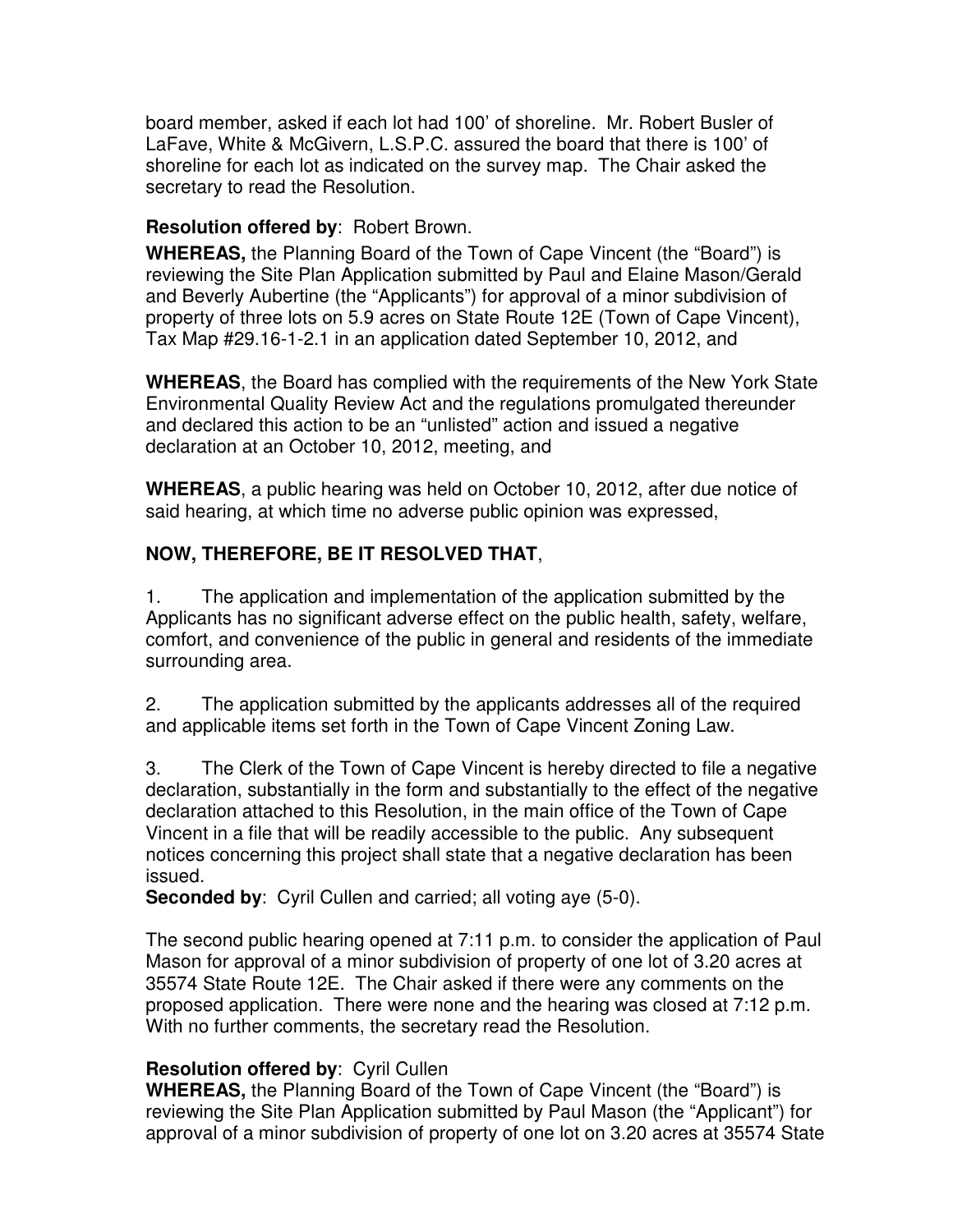board member, asked if each lot had 100' of shoreline. Mr. Robert Busler of LaFave, White & McGivern, L.S.P.C. assured the board that there is 100' of shoreline for each lot as indicated on the survey map. The Chair asked the secretary to read the Resolution.

**Resolution offered by**: Robert Brown.

**WHEREAS,** the Planning Board of the Town of Cape Vincent (the "Board") is reviewing the Site Plan Application submitted by Paul and Elaine Mason/Gerald and Beverly Aubertine (the "Applicants") for approval of a minor subdivision of property of three lots on 5.9 acres on State Route 12E (Town of Cape Vincent), Tax Map #29.16-1-2.1 in an application dated September 10, 2012, and

**WHEREAS**, the Board has complied with the requirements of the New York State Environmental Quality Review Act and the regulations promulgated thereunder and declared this action to be an "unlisted" action and issued a negative declaration at an October 10, 2012, meeting, and

**WHEREAS**, a public hearing was held on October 10, 2012, after due notice of said hearing, at which time no adverse public opinion was expressed,

**NOW, THEREFORE, BE IT RESOLVED THAT**,

1. The application and implementation of the application submitted by the Applicants has no significant adverse effect on the public health, safety, welfare, comfort, and convenience of the public in general and residents of the immediate surrounding area.

2. The application submitted by the applicants addresses all of the required and applicable items set forth in the Town of Cape Vincent Zoning Law.

3. The Clerk of the Town of Cape Vincent is hereby directed to file a negative declaration, substantially in the form and substantially to the effect of the negative declaration attached to this Resolution, in the main office of the Town of Cape Vincent in a file that will be readily accessible to the public. Any subsequent notices concerning this project shall state that a negative declaration has been issued.

**Seconded by**: Cyril Cullen and carried; all voting aye (5-0).

The second public hearing opened at 7:11 p.m. to consider the application of Paul Mason for approval of a minor subdivision of property of one lot of 3.20 acres at 35574 State Route 12E. The Chair asked if there were any comments on the proposed application. There were none and the hearing was closed at 7:12 p.m. With no further comments, the secretary read the Resolution.

**Resolution offered by**: Cyril Cullen

**WHEREAS,** the Planning Board of the Town of Cape Vincent (the "Board") is reviewing the Site Plan Application submitted by Paul Mason (the "Applicant") for approval of a minor subdivision of property of one lot on 3.20 acres at 35574 State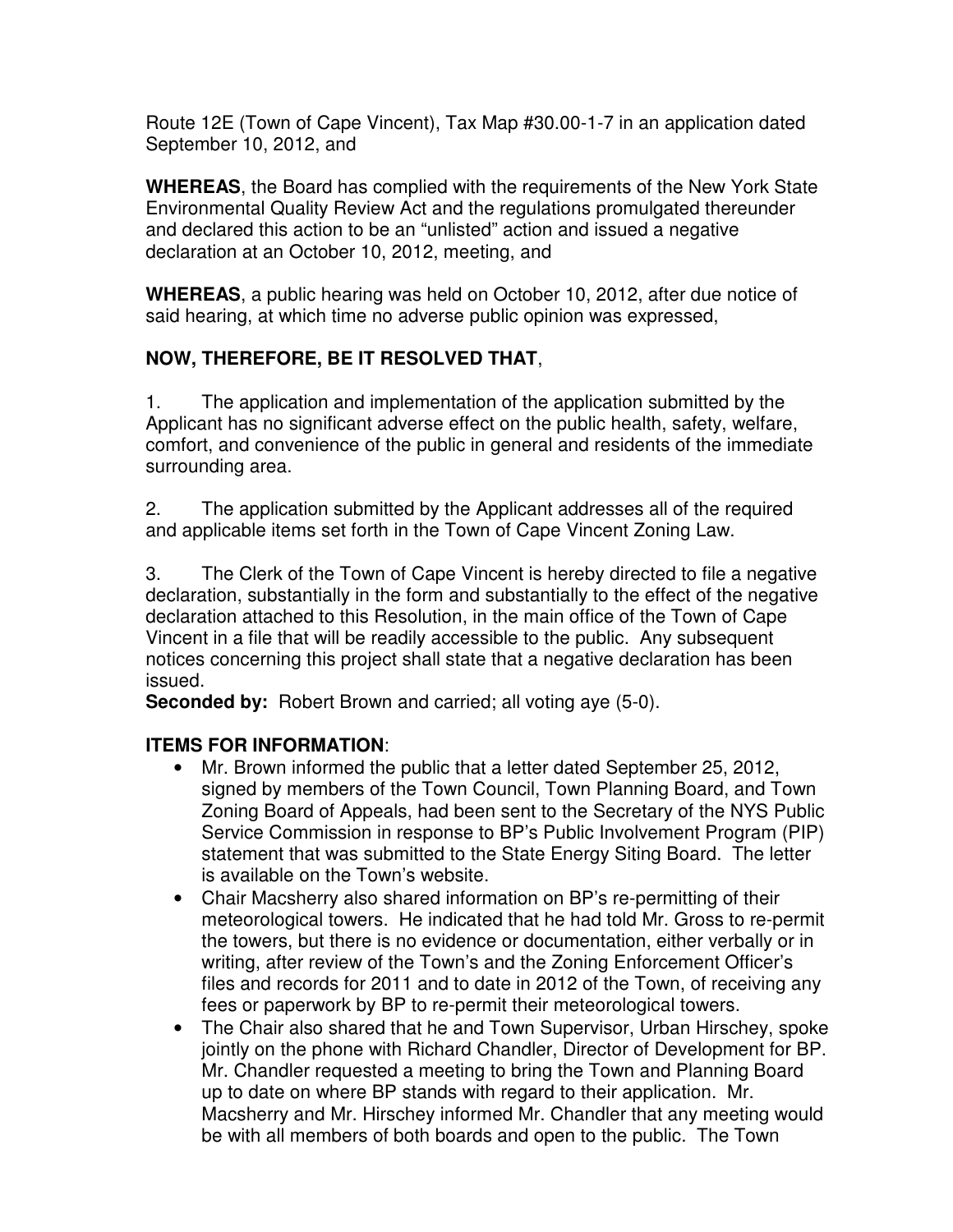Route 12E (Town of Cape Vincent), Tax Map #30.00-1-7 in an application dated September 10, 2012, and

**WHEREAS**, the Board has complied with the requirements of the New York State Environmental Quality Review Act and the regulations promulgated thereunder and declared this action to be an "unlisted" action and issued a negative declaration at an October 10, 2012, meeting, and

**WHEREAS**, a public hearing was held on October 10, 2012, after due notice of said hearing, at which time no adverse public opinion was expressed,

**NOW, THEREFORE, BE IT RESOLVED THAT**,

1. The application and implementation of the application submitted by the Applicant has no significant adverse effect on the public health, safety, welfare, comfort, and convenience of the public in general and residents of the immediate surrounding area.

2. The application submitted by the Applicant addresses all of the required and applicable items set forth in the Town of Cape Vincent Zoning Law.

3. The Clerk of the Town of Cape Vincent is hereby directed to file a negative declaration, substantially in the form and substantially to the effect of the negative declaration attached to this Resolution, in the main office of the Town of Cape Vincent in a file that will be readily accessible to the public. Any subsequent notices concerning this project shall state that a negative declaration has been issued.

**Seconded by:** Robert Brown and carried; all voting aye (5-0).

**ITEMS FOR INFORMATION**:

- Mr. Brown informed the public that a letter dated September 25, 2012, signed by members of the Town Council, Town Planning Board, and Town Zoning Board of Appeals, had been sent to the Secretary of the NYS Public Service Commission in response to BP's Public Involvement Program (PIP) statement that was submitted to the State Energy Siting Board. The letter is available on the Town's website.
- Chair Macsherry also shared information on BP's re-permitting of their meteorological towers. He indicated that he had told Mr. Gross to re-permit the towers, but there is no evidence or documentation, either verbally or in writing, after review of the Town's and the Zoning Enforcement Officer's files and records for 2011 and to date in 2012 of the Town, of receiving any fees or paperwork by BP to re-permit their meteorological towers.
- The Chair also shared that he and Town Supervisor, Urban Hirschey, spoke jointly on the phone with Richard Chandler, Director of Development for BP. Mr. Chandler requested a meeting to bring the Town and Planning Board up to date on where BP stands with regard to their application. Mr. Macsherry and Mr. Hirschey informed Mr. Chandler that any meeting would be with all members of both boards and open to the public. The Town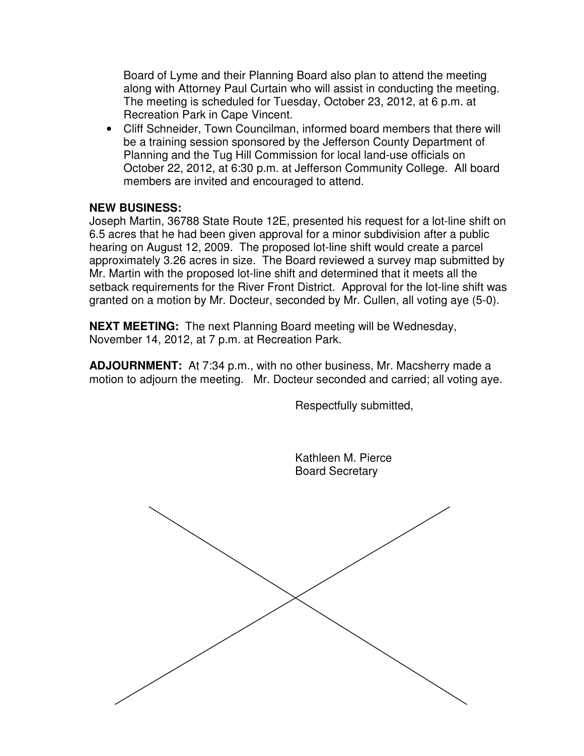Board of Lyme and their Planning Board also plan to attend the meeting along with Attorney Paul Curtain who will assist in conducting the meeting. The meeting is scheduled for Tuesday, October 23, 2012, at 6 p.m. at Recreation Park in Cape Vincent.

- Cliff Schneider, Town Councilman, informed board members that there will be a training session sponsored by the Jefferson County Department of Planning and the Tug Hill Commission for local land-use officials on October 22, 2012, at 6:30 p.m. at Jefferson Community College. All board members are invited and encouraged to attend.

**NEW BUSINESS:**
Joseph Martin, 36788 State Route 12E, presented his request for a lot-line shift on 6.5 acres that he had been given approval for a minor subdivision after a public hearing on August 12, 2009. The proposed lot-line shift would create a parcel approximately 3.26 acres in size. The Board reviewed a survey map submitted by Mr. Martin with the proposed lot-line shift and determined that it meets all the setback requirements for the River Front District. Approval for the lot-line shift was granted on a motion by Mr. Docteur, seconded by Mr. Cullen, all voting aye (5-0).

**NEXT MEETING:** The next Planning Board meeting will be Wednesday, November 14, 2012, at 7 p.m. at Recreation Park.

**ADJOURNMENT:** At 7:34 p.m., with no other business, Mr. Macsherry made a motion to adjourn the meeting. Mr. Docteur seconded and carried; all voting aye.

Respectfully submitted,

Kathleen M. Pierce
Board Secretary